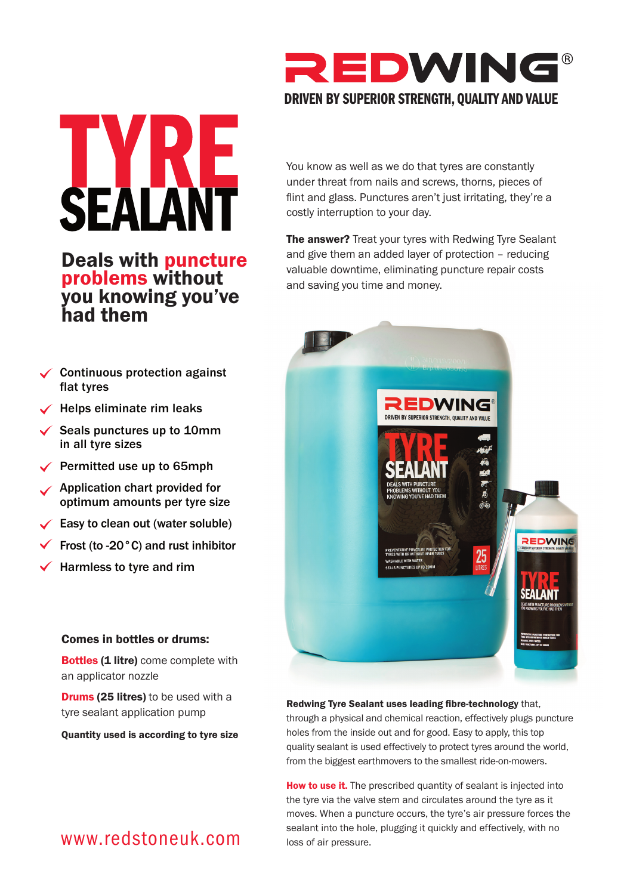# REDWING®

**DRIVEN BY SUPERIOR STRENGTH, QUALITY AND VALUE**

# TYRE SEALANT

## Deals with puncture problems without you knowing you've had them

- Continuous protection against flat tyres
- Helps eliminate rim leaks
- Seals punctures up to 10mm in all tyre sizes
- Permitted use up to 65mph
- Application chart provided for optimum amounts per tyre size
- Easy to clean out (water soluble)
- Frost (to -20°C) and rust inhibitor
- Harmless to tyre and rim

### Comes in bottles or drums:

**Bottles (1 litre)** come complete with an applicator nozzle

**Drums (25 litres)** to be used with a tyre sealant application pump

**Quantity used is according to tyre size**

www.redstoneuk.com

You know as well as we do that tyres are constantly under threat from nails and screws, thorns, pieces of flint and glass. Punctures aren't just irritating, they're a costly interruption to your day.

**The answer?** Treat your tyres with Redwing Tyre Sealant and give them an added layer of protection – reducing valuable downtime, eliminating puncture repair costs and saving you time and money.

**Redwing Tyre Sealant uses leading fibre-technology** that, through a physical and chemical reaction, effectively plugs puncture holes from the inside out and for good. Easy to apply, this top quality sealant is used effectively to protect tyres around the world, from the biggest earthmovers to the smallest ride-on-mowers.

**How to use it.** The prescribed quantity of sealant is injected into the tyre via the valve stem and circulates around the tyre as it moves. When a puncture occurs, the tyre's air pressure forces the sealant into the hole, plugging it quickly and effectively, with no loss of air pressure.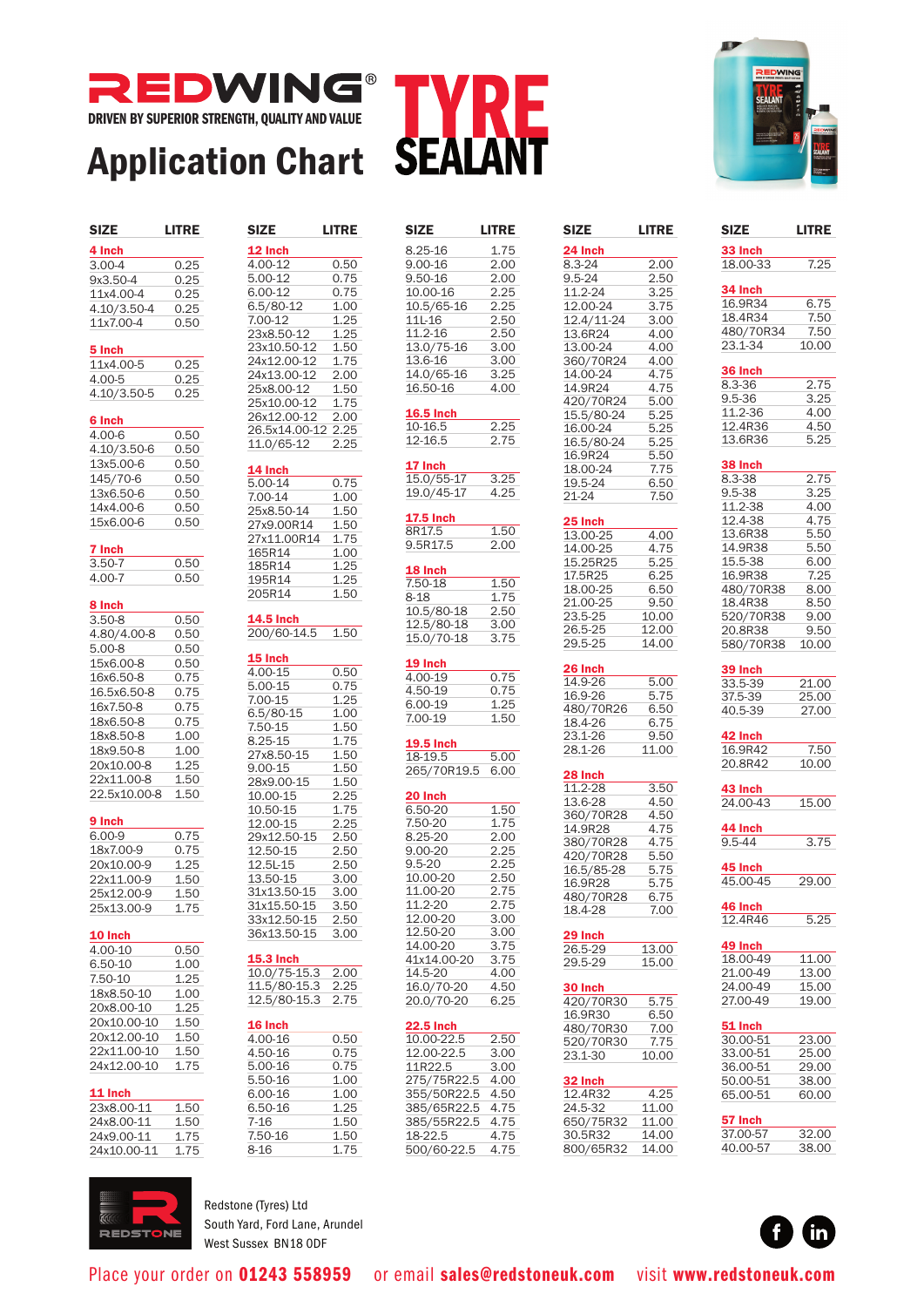# REDWING® TYRE SEALANT

DRIVEN BY SUPERIOR STRENGTH, QUALITY AND VALUE

## Application Chart

| SIZE | LITRE |
|---|---|
| **4 Inch** | |
| 3.00-4 | 0.25 |
| 9x3.50-4 | 0.25 |
| 11x4.00-4 | 0.25 |
| 4.10/3.50-4 | 0.25 |
| 11x7.00-4 | 0.50 |
| **5 Inch** | |
| 11x4.00-5 | 0.25 |
| 4.00-5 | 0.25 |
| 4.10/3.50-5 | 0.25 |
| **6 Inch** | |
| 4.00-6 | 0.50 |
| 4.10/3.50-6 | 0.50 |
| 13x5.00-6 | 0.50 |
| 145/70-6 | 0.50 |
| 13x6.50-6 | 0.50 |
| 14x4.00-6 | 0.50 |
| 15x6.00-6 | 0.50 |
| **7 Inch** | |
| 3.50-7 | 0.50 |
| 4.00-7 | 0.50 |
| **8 Inch** | |
| 3.50-8 | 0.50 |
| 4.80/4.00-8 | 0.50 |
| 5.00-8 | 0.50 |
| 15x6.00-8 | 0.50 |
| 16x6.50-8 | 0.75 |
| 16.5x6.50-8 | 0.75 |
| 16x7.50-8 | 0.75 |
| 18x6.50-8 | 0.75 |
| 18x8.50-8 | 1.00 |
| 18x9.50-8 | 1.00 |
| 20x10.00-8 | 1.25 |
| 22x11.00-8 | 1.50 |
| 22.5x10.00-8 | 1.50 |
| **9 Inch** | |
| 6.00-9 | 0.75 |
| 18x7.00-9 | 0.75 |
| 20x10.00-9 | 1.25 |
| 22x11.00-9 | 1.50 |
| 25x12.00-9 | 1.50 |
| 25x13.00-9 | 1.75 |
| **10 Inch** | |
| 4.00-10 | 0.50 |
| 6.50-10 | 1.00 |
| 7.50-10 | 1.25 |
| 18x8.50-10 | 1.00 |
| 20x8.00-10 | 1.25 |
| 20x10.00-10 | 1.50 |
| 20x12.00-10 | 1.50 |
| 22x11.00-10 | 1.50 |
| 24x12.00-10 | 1.75 |
| **11 Inch** | |
| 23x8.00-11 | 1.50 |
| 24x8.00-11 | 1.50 |
| 24x9.00-11 | 1.75 |
| 24x10.00-11 | 1.75 |

| SIZE | LITRE |
|---|---|
| **12 Inch** | |
| 4.00-12 | 0.50 |
| 5.00-12 | 0.75 |
| 6.00-12 | 0.75 |
| 6.5/80-12 | 1.00 |
| 7.00-12 | 1.25 |
| 23x8.50-12 | 1.25 |
| 23x10.50-12 | 1.50 |
| 24x12.00-12 | 1.75 |
| 24x13.00-12 | 2.00 |
| 25x8.00-12 | 1.50 |
| 25x10.00-12 | 1.75 |
| 26x12.00-12 | 2.00 |
| 26.5x14.00-12 | 2.25 |
| 11.0/65-12 | 2.25 |
| **14 Inch** | |
| 5.00-14 | 0.75 |
| 7.00-14 | 1.00 |
| 25x8.50-14 | 1.50 |
| 27x9.00R14 | 1.50 |
| 27x11.00R14 | 1.75 |
| 165R14 | 1.00 |
| 185R14 | 1.25 |
| 195R14 | 1.25 |
| 205R14 | 1.50 |
| **14.5 Inch** | |
| 200/60-14.5 | 1.50 |
| **15 Inch** | |
| 4.00-15 | 0.50 |
| 5.00-15 | 0.75 |
| 7.00-15 | 1.25 |
| 6.5/80-15 | 1.00 |
| 7.50-15 | 1.50 |
| 8.25-15 | 1.75 |
| 27x8.50-15 | 1.50 |
| 9.00-15 | 1.50 |
| 28x9.00-15 | 1.50 |
| 10.00-15 | 2.25 |
| 10.50-15 | 1.75 |
| 12.00-15 | 2.25 |
| 29x12.50-15 | 2.50 |
| 12.50-15 | 2.50 |
| 12.5L-15 | 2.50 |
| 13.50-15 | 3.00 |
| 31x13.50-15 | 3.00 |
| 31x15.50-15 | 3.50 |
| 33x12.50-15 | 2.50 |
| 36x13.50-15 | 3.00 |
| **15.3 Inch** | |
| 10.0/75-15.3 | 2.00 |
| 11.5/80-15.3 | 2.25 |
| 12.5/80-15.3 | 2.75 |
| **16 Inch** | |
| 4.00-16 | 0.50 |
| 4.50-16 | 0.75 |
| 5.00-16 | 0.75 |
| 5.50-16 | 1.00 |
| 6.00-16 | 1.00 |
| 6.50-16 | 1.25 |
| 7-16 | 1.50 |
| 7.50-16 | 1.50 |
| 8-16 | 1.75 |

| SIZE | LITRE |
|---|---|
| 8.25-16 | 1.75 |
| 9.00-16 | 2.00 |
| 9.50-16 | 2.00 |
| 10.00-16 | 2.25 |
| 10.5/65-16 | 2.25 |
| 11L-16 | 2.50 |
| 11.2-16 | 2.50 |
| 13.0/75-16 | 3.00 |
| 13.6-16 | 3.00 |
| 14.0/65-16 | 3.25 |
| 16.50-16 | 4.00 |
| **16.5 Inch** | |
| 10-16.5 | 2.25 |
| 12-16.5 | 2.75 |
| **17 Inch** | |
| 15.0/55-17 | 3.25 |
| 19.0/45-17 | 4.25 |
| **17.5 Inch** | |
| 8R17.5 | 1.50 |
| 9.5R17.5 | 2.00 |
| **18 Inch** | |
| 7.50-18 | 1.50 |
| 8-18 | 1.75 |
| 10.5/80-18 | 2.50 |
| 12.5/80-18 | 3.00 |
| 15.0/70-18 | 3.75 |
| **19 Inch** | |
| 4.00-19 | 0.75 |
| 4.50-19 | 0.75 |
| 6.00-19 | 1.25 |
| 7.00-19 | 1.50 |
| **19.5 Inch** | |
| 18-19.5 | 5.00 |
| 265/70R19.5 | 6.00 |
| **20 Inch** | |
| 6.50-20 | 1.50 |
| 7.50-20 | 1.75 |
| 8.25-20 | 2.00 |
| 9.00-20 | 2.25 |
| 9.5-20 | 2.25 |
| 10.00-20 | 2.50 |
| 11.00-20 | 2.75 |
| 11.2-20 | 2.75 |
| 12.00-20 | 3.00 |
| 12.50-20 | 3.00 |
| 14.00-20 | 3.75 |
| 41x14.00-20 | 3.75 |
| 14.5-20 | 4.00 |
| 16.0/70-20 | 4.50 |
| 20.0/70-20 | 6.25 |
| **22.5 Inch** | |
| 10.00-22.5 | 2.50 |
| 12.00-22.5 | 3.00 |
| 11R22.5 | 3.00 |
| 275/75R22.5 | 4.00 |
| 355/50R22.5 | 4.50 |
| 385/65R22.5 | 4.75 |
| 385/55R22.5 | 4.75 |
| 18-22.5 | 4.75 |
| 500/60-22.5 | 4.75 |

| SIZE | LITRE |
|---|---|
| **24 Inch** | |
| 8.3-24 | 2.00 |
| 9.5-24 | 2.50 |
| 11.2-24 | 3.25 |
| 12.00-24 | 3.75 |
| 12.4/11-24 | 3.00 |
| 13.6R24 | 4.00 |
| 13.00-24 | 4.00 |
| 360/70R24 | 4.00 |
| 14.00-24 | 4.75 |
| 14.9R24 | 4.75 |
| 420/70R24 | 5.00 |
| 15.5/80-24 | 5.25 |
| 16.00-24 | 5.25 |
| 16.5/80-24 | 5.25 |
| 16.9R24 | 5.50 |
| 18.00-24 | 7.75 |
| 19.5-24 | 6.50 |
| 21-24 | 7.50 |
| **25 Inch** | |
| 13.00-25 | 4.00 |
| 14.00-25 | 4.75 |
| 15.25R25 | 5.25 |
| 17.5R25 | 6.25 |
| 18.00-25 | 6.50 |
| 21.00-25 | 9.50 |
| 23.5-25 | 10.00 |
| 26.5-25 | 12.00 |
| 29.5-25 | 14.00 |
| **26 Inch** | |
| 14.9-26 | 5.00 |
| 16.9-26 | 5.75 |
| 480/70R26 | 6.50 |
| 18.4-26 | 6.75 |
| 23.1-26 | 9.50 |
| 28.1-26 | 11.00 |
| **28 Inch** | |
| 11.2-28 | 3.50 |
| 13.6-28 | 4.50 |
| 360/70R28 | 4.50 |
| 14.9R28 | 4.75 |
| 380/70R28 | 4.75 |
| 420/70R28 | 5.50 |
| 16.5/85-28 | 5.75 |
| 16.9R28 | 5.75 |
| 480/70R28 | 6.75 |
| 18.4-28 | 7.00 |
| **29 Inch** | |
| 26.5-29 | 13.00 |
| 29.5-29 | 15.00 |
| **30 Inch** | |
| 420/70R30 | 5.75 |
| 16.9R30 | 6.50 |
| 480/70R30 | 7.00 |
| 520/70R30 | 7.75 |
| 23.1-30 | 10.00 |
| **32 Inch** | |
| 12.4R32 | 4.25 |
| 24.5-32 | 11.00 |
| 650/75R32 | 11.00 |
| 30.5R32 | 14.00 |
| 800/65R32 | 14.00 |

| SIZE | LITRE |
|---|---|
| **33 Inch** | |
| 18.00-33 | 7.25 |
| **34 Inch** | |
| 16.9R34 | 6.75 |
| 18.4R34 | 7.50 |
| 480/70R34 | 7.50 |
| 23.1-34 | 10.00 |
| **36 Inch** | |
| 8.3-36 | 2.75 |
| 9.5-36 | 3.25 |
| 11.2-36 | 4.00 |
| 12.4R36 | 4.50 |
| 13.6R36 | 5.25 |
| **38 Inch** | |
| 8.3-38 | 2.75 |
| 9.5-38 | 3.25 |
| 11.2-38 | 4.00 |
| 12.4-38 | 4.75 |
| 13.6R38 | 5.50 |
| 14.9R38 | 5.50 |
| 15.5-38 | 6.00 |
| 16.9R38 | 7.25 |
| 480/70R38 | 8.00 |
| 18.4R38 | 8.50 |
| 520/70R38 | 9.00 |
| 20.8R38 | 9.50 |
| 580/70R38 | 10.00 |
| **39 Inch** | |
| 33.5-39 | 21.00 |
| 37.5-39 | 25.00 |
| 40.5-39 | 27.00 |
| **42 Inch** | |
| 16.9R42 | 7.50 |
| 20.8R42 | 10.00 |
| **43 Inch** | |
| 24.00-43 | 15.00 |
| **44 Inch** | |
| 9.5-44 | 3.75 |
| **45 Inch** | |
| 45.00-45 | 29.00 |
| **46 Inch** | |
| 12.4R46 | 5.25 |
| **49 Inch** | |
| 18.00-49 | 11.00 |
| 21.00-49 | 13.00 |
| 24.00-49 | 15.00 |
| 27.00-49 | 19.00 |
| **51 Inch** | |
| 30.00-51 | 23.00 |
| 33.00-51 | 25.00 |
| 36.00-51 | 29.00 |
| 50.00-51 | 38.00 |
| 65.00-51 | 60.00 |
| **57 Inch** | |
| 37.00-57 | 32.00 |
| 40.00-57 | 38.00 |

REDSTONE

Redstone (Tyres) Ltd
South Yard, Ford Lane, Arundel
West Sussex BN18 0DF

Place your order on **01243 558959** or email **sales@redstoneuk.com** visit **www.redstoneuk.com**